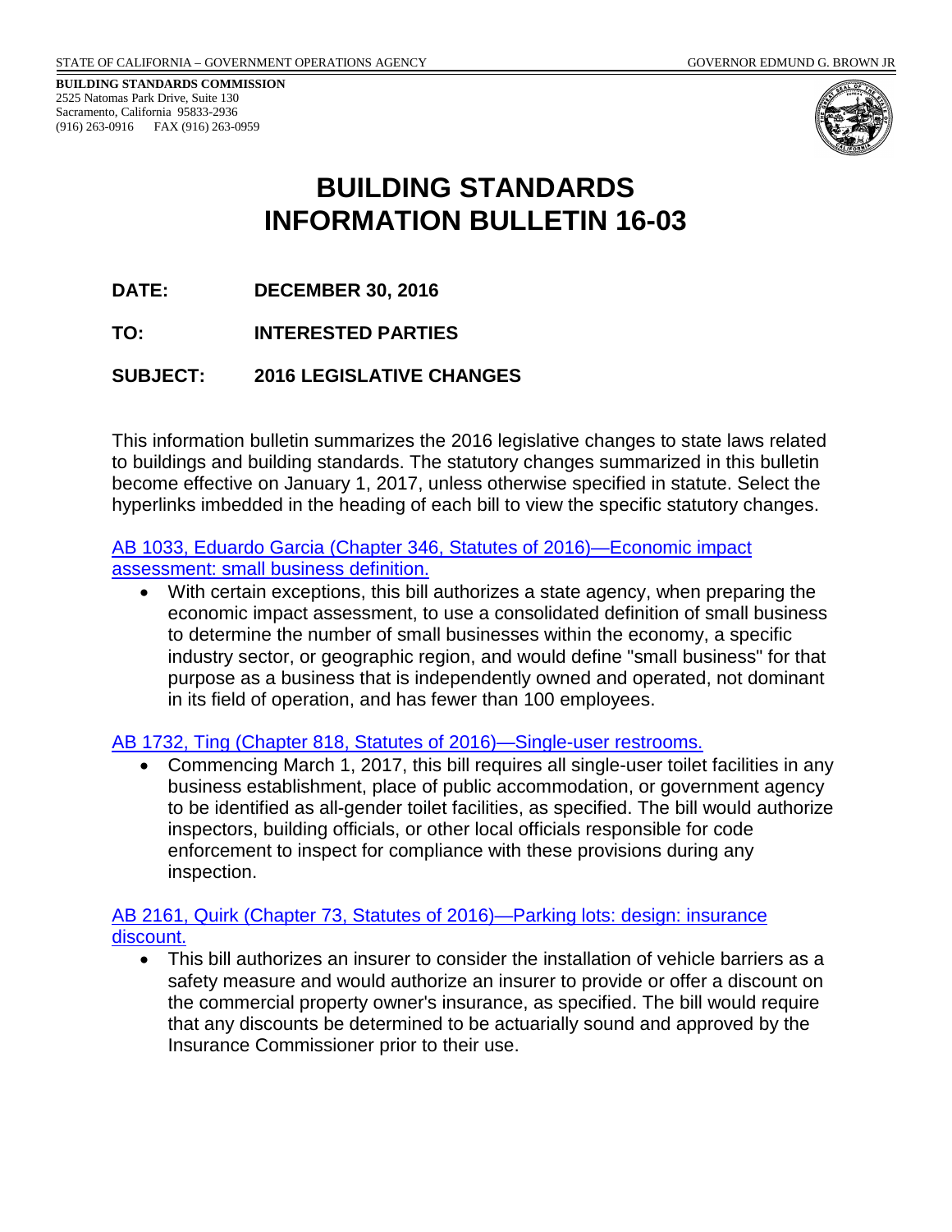STATE OF CALIFORNIA – GOVERNMENT OPERATIONS AGENCY GOVERNOR EDMUND G. BROWN JR

**BUILDING STANDARDS COMMISSION**
2525 Natomas Park Drive, Suite 130
Sacramento, California 95833-2936
(916) 263-0916 FAX (916) 263-0959

# BUILDING STANDARDS INFORMATION BULLETIN 16-03

**DATE:** **DECEMBER 30, 2016**

**TO:** **INTERESTED PARTIES**

**SUBJECT:** **2016 LEGISLATIVE CHANGES**

This information bulletin summarizes the 2016 legislative changes to state laws related to buildings and building standards. The statutory changes summarized in this bulletin become effective on January 1, 2017, unless otherwise specified in statute. Select the hyperlinks imbedded in the heading of each bill to view the specific statutory changes.

AB 1033, Eduardo Garcia (Chapter 346, Statutes of 2016)—Economic impact assessment: small business definition.

- With certain exceptions, this bill authorizes a state agency, when preparing the economic impact assessment, to use a consolidated definition of small business to determine the number of small businesses within the economy, a specific industry sector, or geographic region, and would define "small business" for that purpose as a business that is independently owned and operated, not dominant in its field of operation, and has fewer than 100 employees.

AB 1732, Ting (Chapter 818, Statutes of 2016)—Single-user restrooms.

- Commencing March 1, 2017, this bill requires all single-user toilet facilities in any business establishment, place of public accommodation, or government agency to be identified as all-gender toilet facilities, as specified. The bill would authorize inspectors, building officials, or other local officials responsible for code enforcement to inspect for compliance with these provisions during any inspection.

AB 2161, Quirk (Chapter 73, Statutes of 2016)—Parking lots: design: insurance discount.

- This bill authorizes an insurer to consider the installation of vehicle barriers as a safety measure and would authorize an insurer to provide or offer a discount on the commercial property owner's insurance, as specified. The bill would require that any discounts be determined to be actuarially sound and approved by the Insurance Commissioner prior to their use.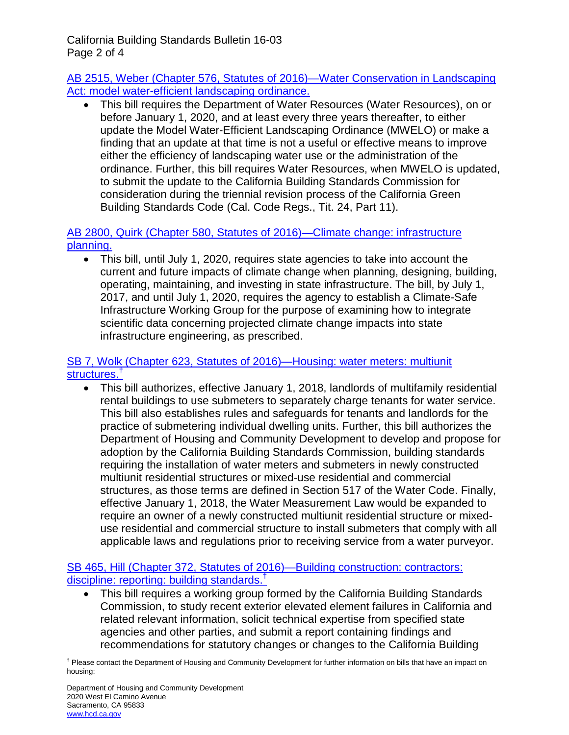AB 2515, Weber (Chapter 576, Statutes of 2016)—Water Conservation in Landscaping Act: model water-efficient landscaping ordinance.

- This bill requires the Department of Water Resources (Water Resources), on or before January 1, 2020, and at least every three years thereafter, to either update the Model Water-Efficient Landscaping Ordinance (MWELO) or make a finding that an update at that time is not a useful or effective means to improve either the efficiency of landscaping water use or the administration of the ordinance. Further, this bill requires Water Resources, when MWELO is updated, to submit the update to the California Building Standards Commission for consideration during the triennial revision process of the California Green Building Standards Code (Cal. Code Regs., Tit. 24, Part 11).

AB 2800, Quirk (Chapter 580, Statutes of 2016)—Climate change: infrastructure planning.

- This bill, until July 1, 2020, requires state agencies to take into account the current and future impacts of climate change when planning, designing, building, operating, maintaining, and investing in state infrastructure. The bill, by July 1, 2017, and until July 1, 2020, requires the agency to establish a Climate-Safe Infrastructure Working Group for the purpose of examining how to integrate scientific data concerning projected climate change impacts into state infrastructure engineering, as prescribed.

SB 7, Wolk (Chapter 623, Statutes of 2016)—Housing: water meters: multiunit structures.†

- This bill authorizes, effective January 1, 2018, landlords of multifamily residential rental buildings to use submeters to separately charge tenants for water service. This bill also establishes rules and safeguards for tenants and landlords for the practice of submetering individual dwelling units. Further, this bill authorizes the Department of Housing and Community Development to develop and propose for adoption by the California Building Standards Commission, building standards requiring the installation of water meters and submeters in newly constructed multiunit residential structures or mixed-use residential and commercial structures, as those terms are defined in Section 517 of the Water Code. Finally, effective January 1, 2018, the Water Measurement Law would be expanded to require an owner of a newly constructed multiunit residential structure or mixed-use residential and commercial structure to install submeters that comply with all applicable laws and regulations prior to receiving service from a water purveyor.

SB 465, Hill (Chapter 372, Statutes of 2016)—Building construction: contractors: discipline: reporting: building standards.†

- This bill requires a working group formed by the California Building Standards Commission, to study recent exterior elevated element failures in California and related relevant information, solicit technical expertise from specified state agencies and other parties, and submit a report containing findings and recommendations for statutory changes or changes to the California Building

† Please contact the Department of Housing and Community Development for further information on bills that have an impact on housing:

Department of Housing and Community Development
2020 West El Camino Avenue
Sacramento, CA 95833
www.hcd.ca.gov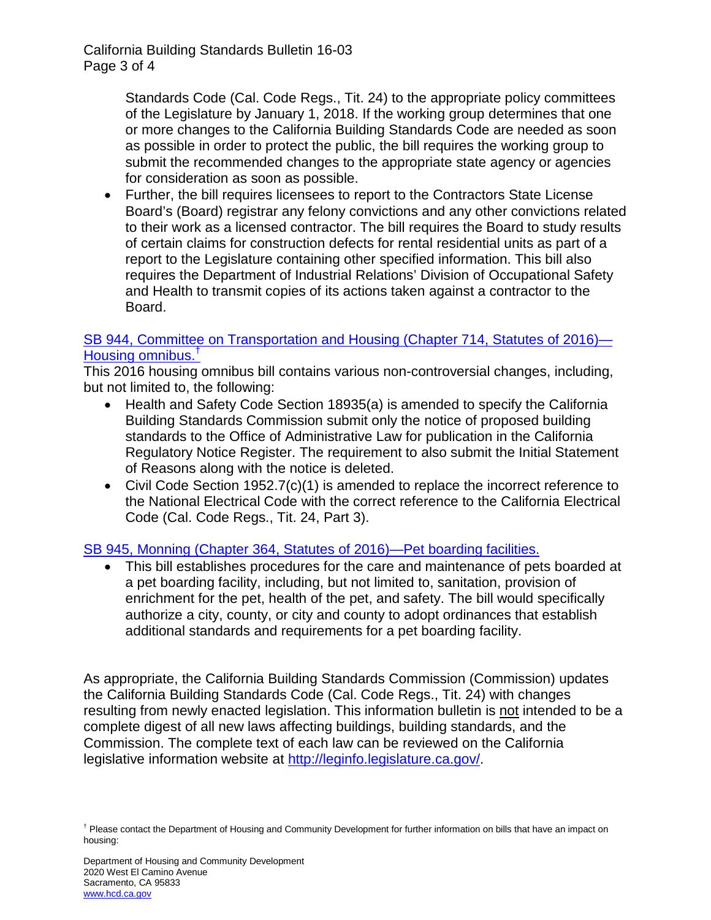Standards Code (Cal. Code Regs., Tit. 24) to the appropriate policy committees of the Legislature by January 1, 2018. If the working group determines that one or more changes to the California Building Standards Code are needed as soon as possible in order to protect the public, the bill requires the working group to submit the recommended changes to the appropriate state agency or agencies for consideration as soon as possible.

- Further, the bill requires licensees to report to the Contractors State License Board's (Board) registrar any felony convictions and any other convictions related to their work as a licensed contractor. The bill requires the Board to study results of certain claims for construction defects for rental residential units as part of a report to the Legislature containing other specified information. This bill also requires the Department of Industrial Relations' Division of Occupational Safety and Health to transmit copies of its actions taken against a contractor to the Board.

SB 944, Committee on Transportation and Housing (Chapter 714, Statutes of 2016)—Housing omnibus.[†]

This 2016 housing omnibus bill contains various non-controversial changes, including, but not limited to, the following:

- Health and Safety Code Section 18935(a) is amended to specify the California Building Standards Commission submit only the notice of proposed building standards to the Office of Administrative Law for publication in the California Regulatory Notice Register. The requirement to also submit the Initial Statement of Reasons along with the notice is deleted.
- Civil Code Section 1952.7(c)(1) is amended to replace the incorrect reference to the National Electrical Code with the correct reference to the California Electrical Code (Cal. Code Regs., Tit. 24, Part 3).

SB 945, Monning (Chapter 364, Statutes of 2016)—Pet boarding facilities.

- This bill establishes procedures for the care and maintenance of pets boarded at a pet boarding facility, including, but not limited to, sanitation, provision of enrichment for the pet, health of the pet, and safety. The bill would specifically authorize a city, county, or city and county to adopt ordinances that establish additional standards and requirements for a pet boarding facility.

As appropriate, the California Building Standards Commission (Commission) updates the California Building Standards Code (Cal. Code Regs., Tit. 24) with changes resulting from newly enacted legislation. This information bulletin is not intended to be a complete digest of all new laws affecting buildings, building standards, and the Commission. The complete text of each law can be reviewed on the California legislative information website at http://leginfo.legislature.ca.gov/.

[†] Please contact the Department of Housing and Community Development for further information on bills that have an impact on housing:

Department of Housing and Community Development
2020 West El Camino Avenue
Sacramento, CA 95833
www.hcd.ca.gov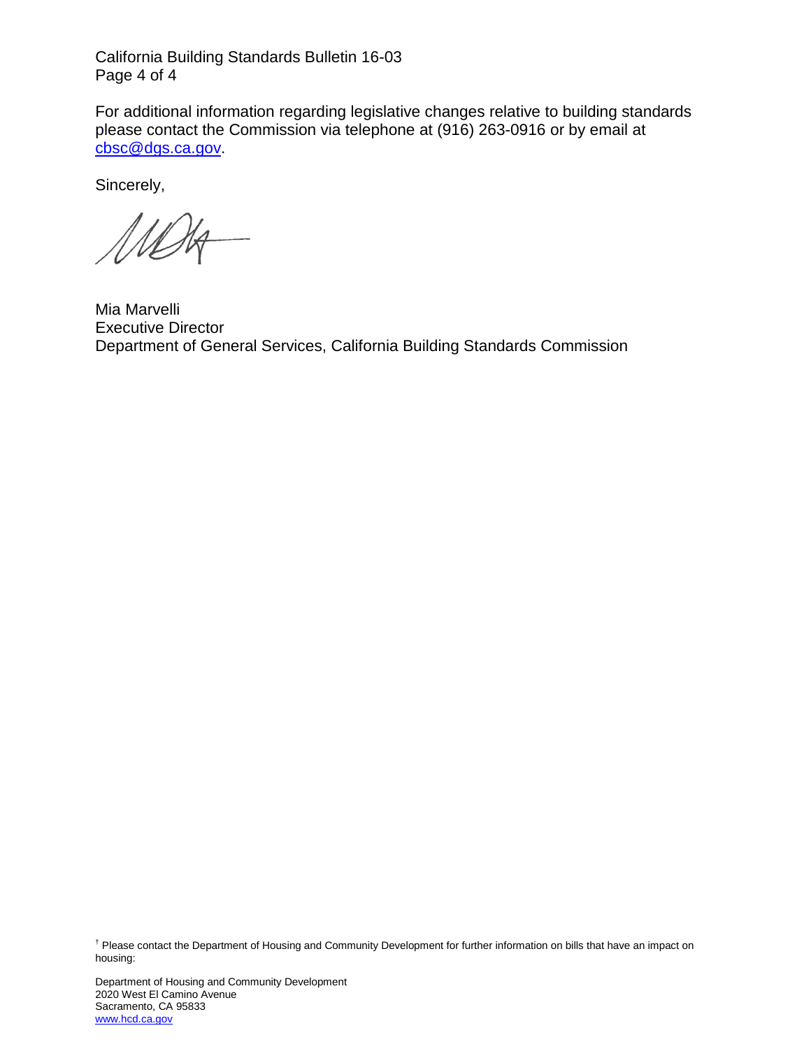For additional information regarding legislative changes relative to building standards please contact the Commission via telephone at (916) 263-0916 or by email at cbsc@dgs.ca.gov.

Sincerely,

Mia Marvelli
Executive Director
Department of General Services, California Building Standards Commission

† Please contact the Department of Housing and Community Development for further information on bills that have an impact on housing:

Department of Housing and Community Development
2020 West El Camino Avenue
Sacramento, CA 95833
www.hcd.ca.gov